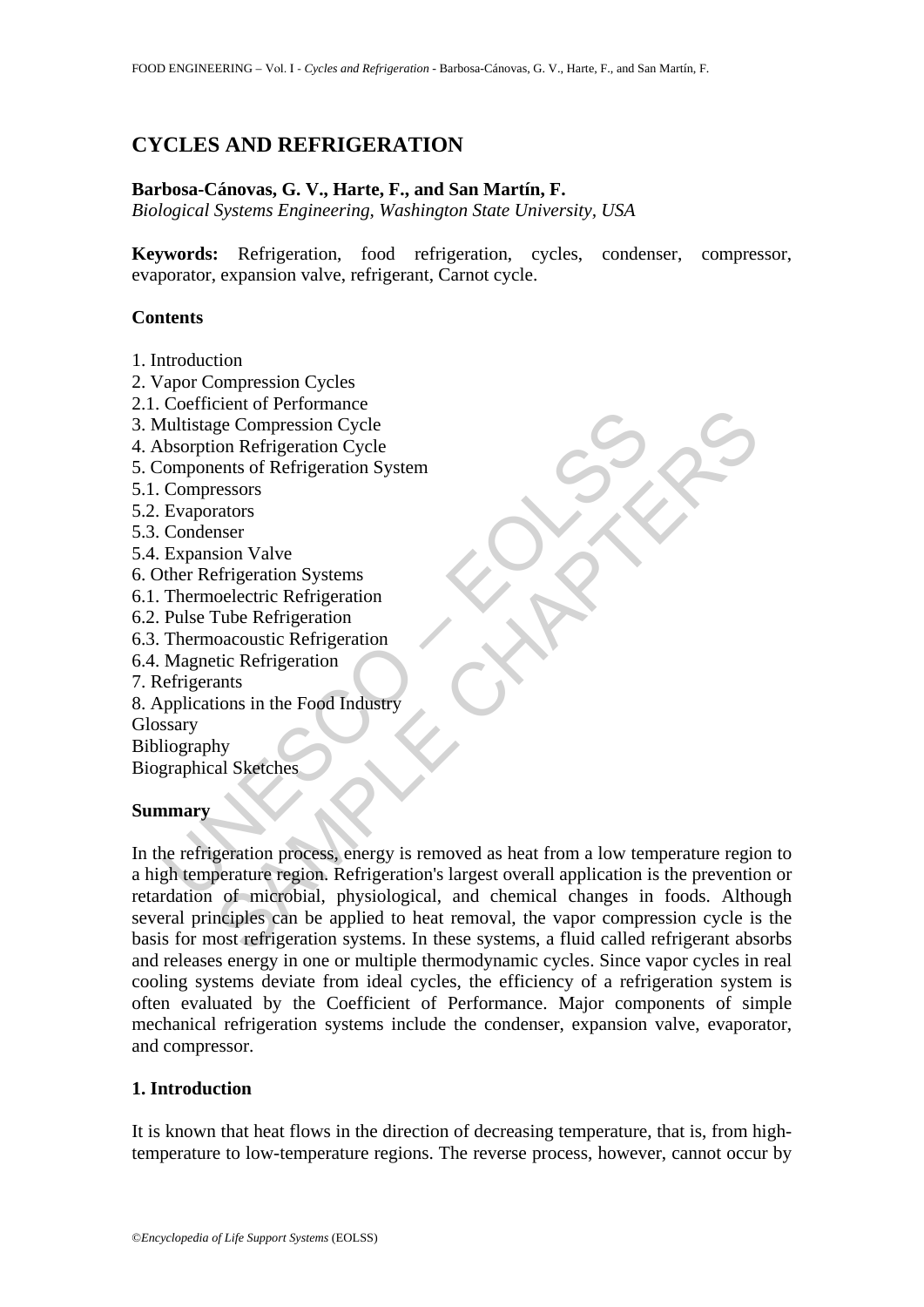# CYCLES AND REFRIGERATION

**Barbosa-Cánovas, G. V., Harte, F., and San Martín, F.**

*Biological Systems Engineering, Washington State University, USA*

**Keywords:** Refrigeration, food refrigeration, cycles, condenser, compressor, evaporator, expansion valve, refrigerant, Carnot cycle.

## Contents

1. Introduction
2. Vapor Compression Cycles
2.1. Coefficient of Performance
3. Multistage Compression Cycle
4. Absorption Refrigeration Cycle
5. Components of Refrigeration System
5.1. Compressors
5.2. Evaporators
5.3. Condenser
5.4. Expansion Valve
6. Other Refrigeration Systems
6.1. Thermoelectric Refrigeration
6.2. Pulse Tube Refrigeration
6.3. Thermoacoustic Refrigeration
6.4. Magnetic Refrigeration
7. Refrigerants
8. Applications in the Food Industry

Glossary
Bibliography
Biographical Sketches

## Summary

In the refrigeration process, energy is removed as heat from a low temperature region to a high temperature region. Refrigeration's largest overall application is the prevention or retardation of microbial, physiological, and chemical changes in foods. Although several principles can be applied to heat removal, the vapor compression cycle is the basis for most refrigeration systems. In these systems, a fluid called refrigerant absorbs and releases energy in one or multiple thermodynamic cycles. Since vapor cycles in real cooling systems deviate from ideal cycles, the efficiency of a refrigeration system is often evaluated by the Coefficient of Performance. Major components of simple mechanical refrigeration systems include the condenser, expansion valve, evaporator, and compressor.

## 1. Introduction

It is known that heat flows in the direction of decreasing temperature, that is, from high-temperature to low-temperature regions. The reverse process, however, cannot occur by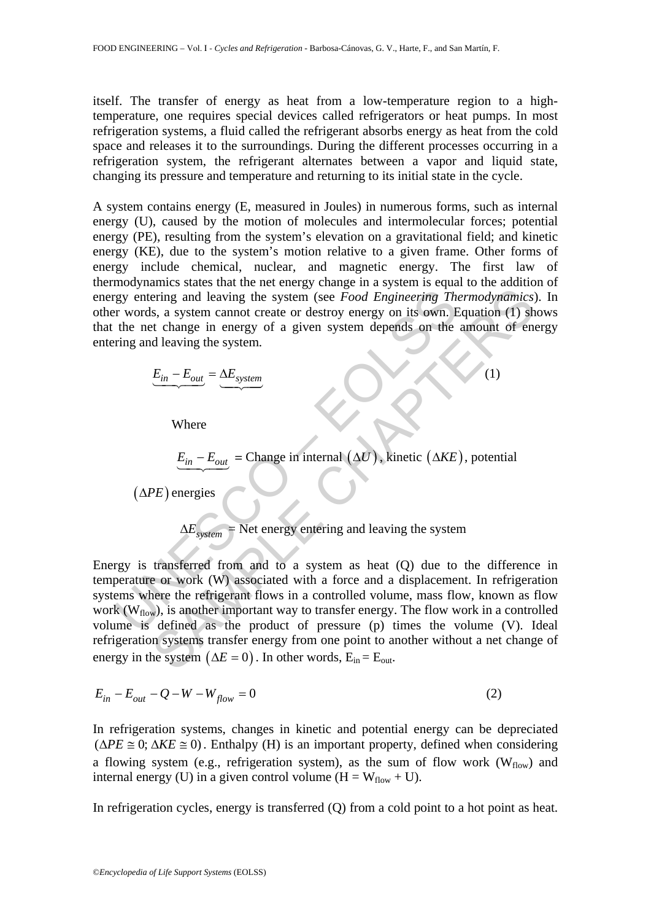itself. The transfer of energy as heat from a low-temperature region to a high-temperature, one requires special devices called refrigerators or heat pumps. In most refrigeration systems, a fluid called the refrigerant absorbs energy as heat from the cold space and releases it to the surroundings. During the different processes occurring in a refrigeration system, the refrigerant alternates between a vapor and liquid state, changing its pressure and temperature and returning to its initial state in the cycle.

A system contains energy (E, measured in Joules) in numerous forms, such as internal energy (U), caused by the motion of molecules and intermolecular forces; potential energy (PE), resulting from the system's elevation on a gravitational field; and kinetic energy (KE), due to the system's motion relative to a given frame. Other forms of energy include chemical, nuclear, and magnetic energy. The first law of thermodynamics states that the net energy change in a system is equal to the addition of energy entering and leaving the system (see *Food Engineering Thermodynamics*). In other words, a system cannot create or destroy energy on its own. Equation (1) shows that the net change in energy of a given system depends on the amount of energy entering and leaving the system.

$$\underbrace{E_{in} - E_{out}} = \underbrace{\Delta E_{system}} \tag{1}$$

Where

$\underbrace{E_{in} - E_{out}}$ = Change in internal $(\Delta U)$, kinetic $(\Delta KE)$, potential $(\Delta PE)$ energies

$\Delta E_{system}$ = Net energy entering and leaving the system

Energy is transferred from and to a system as heat (Q) due to the difference in temperature or work (W) associated with a force and a displacement. In refrigeration systems where the refrigerant flows in a controlled volume, mass flow, known as flow work ($W_{flow}$), is another important way to transfer energy. The flow work in a controlled volume is defined as the product of pressure (p) times the volume (V). Ideal refrigeration systems transfer energy from one point to another without a net change of energy in the system $(\Delta E = 0)$. In other words, $E_{in} = E_{out}$.

$$E_{in} - E_{out} - Q - W - W_{flow} = 0 \tag{2}$$

In refrigeration systems, changes in kinetic and potential energy can be depreciated $(\Delta PE \cong 0; \Delta KE \cong 0)$. Enthalpy (H) is an important property, defined when considering a flowing system (e.g., refrigeration system), as the sum of flow work ($W_{flow}$) and internal energy (U) in a given control volume ($H = W_{flow} + U$).

In refrigeration cycles, energy is transferred (Q) from a cold point to a hot point as heat.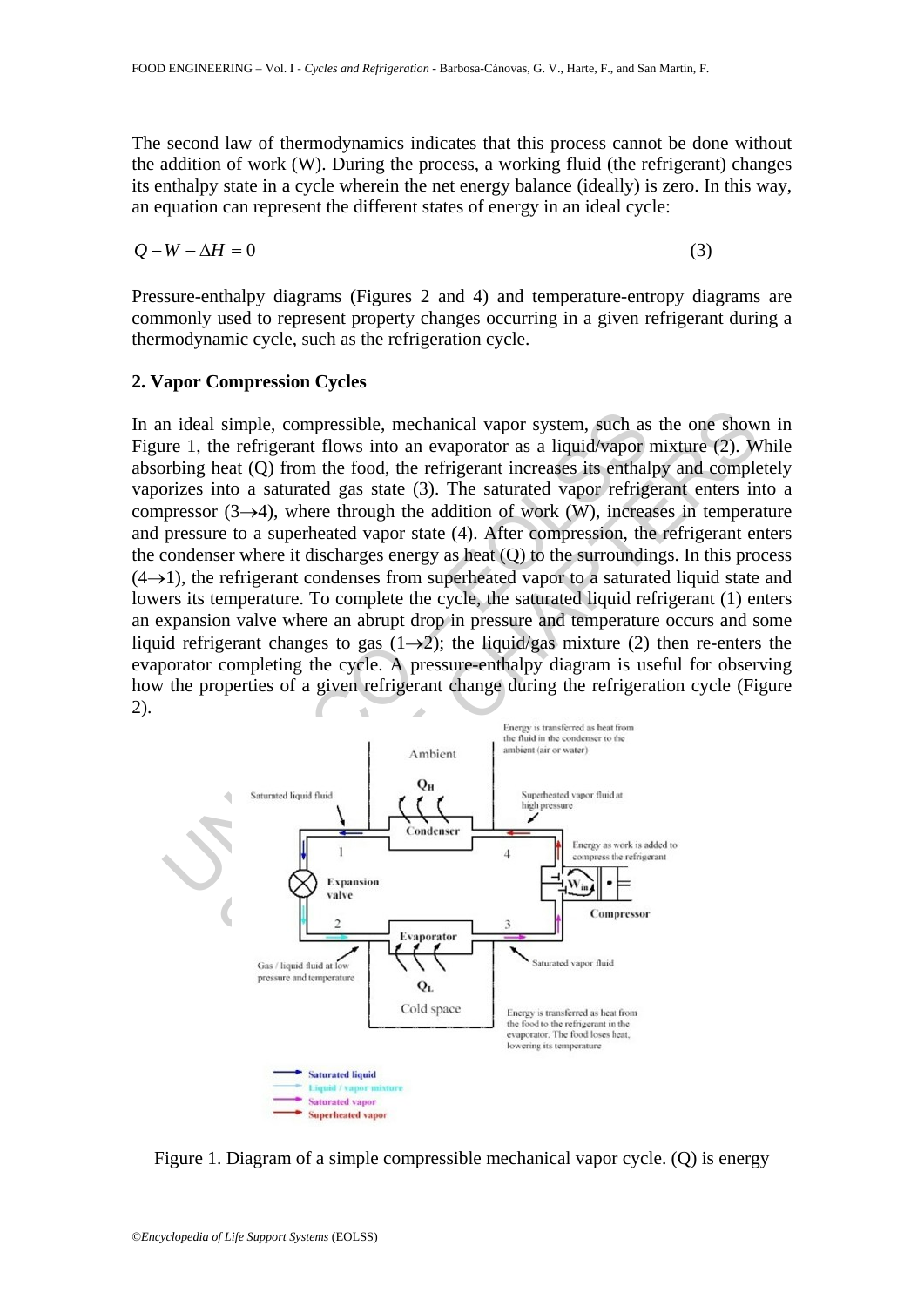The second law of thermodynamics indicates that this process cannot be done without the addition of work (W). During the process, a working fluid (the refrigerant) changes its enthalpy state in a cycle wherein the net energy balance (ideally) is zero. In this way, an equation can represent the different states of energy in an ideal cycle:

$$Q - W - \Delta H = 0 \tag{3}$$

Pressure-enthalpy diagrams (Figures 2 and 4) and temperature-entropy diagrams are commonly used to represent property changes occurring in a given refrigerant during a thermodynamic cycle, such as the refrigeration cycle.

## 2. Vapor Compression Cycles

In an ideal simple, compressible, mechanical vapor system, such as the one shown in Figure 1, the refrigerant flows into an evaporator as a liquid/vapor mixture (2). While absorbing heat (Q) from the food, the refrigerant increases its enthalpy and completely vaporizes into a saturated gas state (3). The saturated vapor refrigerant enters into a compressor (3→4), where through the addition of work (W), increases in temperature and pressure to a superheated vapor state (4). After compression, the refrigerant enters the condenser where it discharges energy as heat (Q) to the surroundings. In this process (4→1), the refrigerant condenses from superheated vapor to a saturated liquid state and lowers its temperature. To complete the cycle, the saturated liquid refrigerant (1) enters an expansion valve where an abrupt drop in pressure and temperature occurs and some liquid refrigerant changes to gas (1→2); the liquid/gas mixture (2) then re-enters the evaporator completing the cycle. A pressure-enthalpy diagram is useful for observing how the properties of a given refrigerant change during the refrigeration cycle (Figure 2).

Ambient

$Q_H$

Condenser

Energy is transferred as heat from the fluid in the condenser to the ambient (air or water)

Saturated liquid fluid

Superheated vapor fluid at high pressure

1

4

Energy as work is added to compress the refrigerant

Expansion valve

$W_{in}$

Compressor

2

3

Evaporator

Gas / liquid fluid at low pressure and temperature

Saturated vapor fluid

$Q_L$

Cold space

Energy is transferred as heat from the food to the refrigerant in the evaporator. The food loses heat, lowering its temperature

Saturated liquid

Liquid / vapor mixture

Saturated vapor

Superheated vapor

Figure 1. Diagram of a simple compressible mechanical vapor cycle. (Q) is energy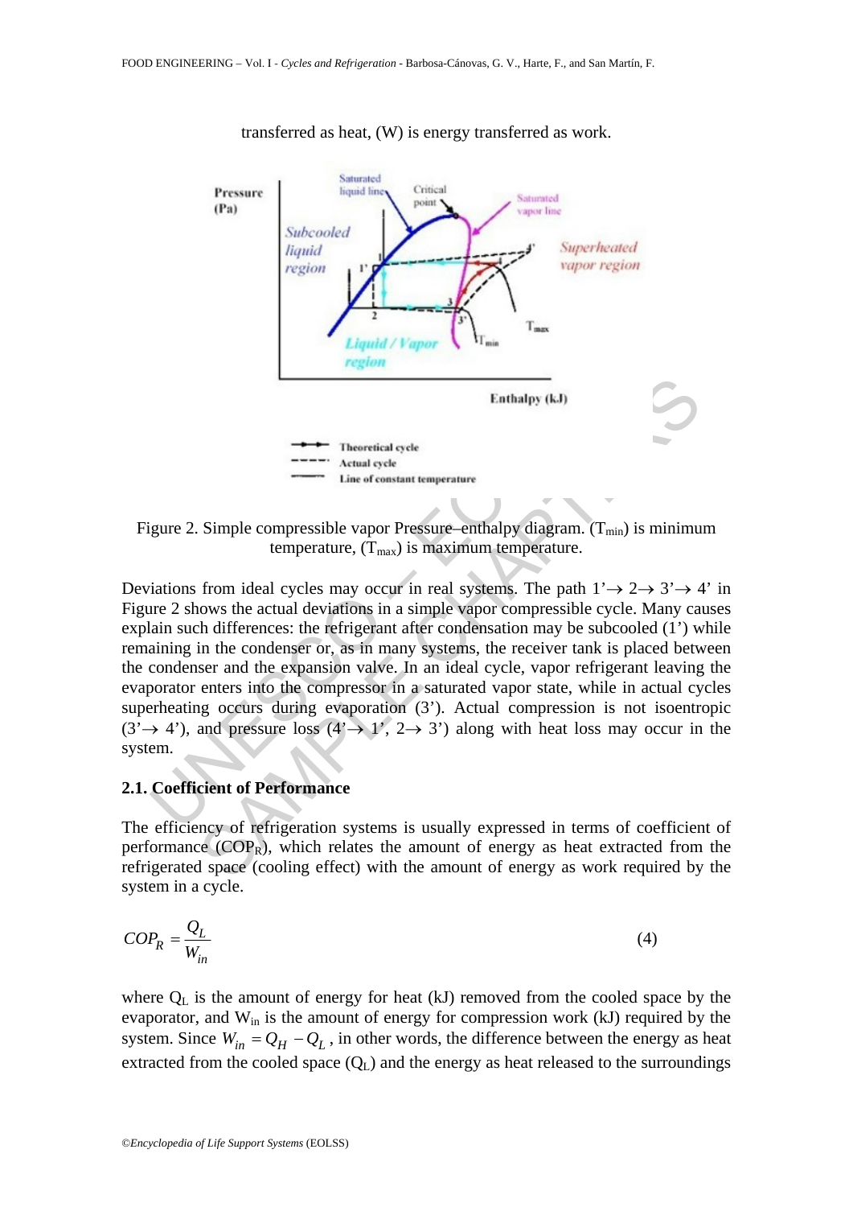transferred as heat, (W) is energy transferred as work.

Pressure (Pa)

Saturated liquid line

Critical point

Saturated vapor line

Subcooled liquid region

Superheated vapor region

Liquid / Vapor region

1

1'

2

3

3'

4'

$T_{max}$

$T_{min}$

Enthalpy (kJ)

Theoretical cycle

Actual cycle

Line of constant temperature

Figure 2. Simple compressible vapor Pressure–enthalpy diagram. ($T_{min}$) is minimum temperature, ($T_{max}$) is maximum temperature.

Deviations from ideal cycles may occur in real systems. The path 1'→ 2→ 3'→ 4' in Figure 2 shows the actual deviations in a simple vapor compressible cycle. Many causes explain such differences: the refrigerant after condensation may be subcooled (1') while remaining in the condenser or, as in many systems, the receiver tank is placed between the condenser and the expansion valve. In an ideal cycle, vapor refrigerant leaving the evaporator enters into the compressor in a saturated vapor state, while in actual cycles superheating occurs during evaporation (3'). Actual compression is not isoentropic (3'→ 4'), and pressure loss (4'→ 1', 2→ 3') along with heat loss may occur in the system.

### 2.1. Coefficient of Performance

The efficiency of refrigeration systems is usually expressed in terms of coefficient of performance ($COP_R$), which relates the amount of energy as heat extracted from the refrigerated space (cooling effect) with the amount of energy as work required by the system in a cycle.

$$COP_R = \frac{Q_L}{W_{in}} \tag{4}$$

where $Q_L$ is the amount of energy for heat (kJ) removed from the cooled space by the evaporator, and $W_{in}$ is the amount of energy for compression work (kJ) required by the system. Since $W_{in} = Q_H - Q_L$, in other words, the difference between the energy as heat extracted from the cooled space ($Q_L$) and the energy as heat released to the surroundings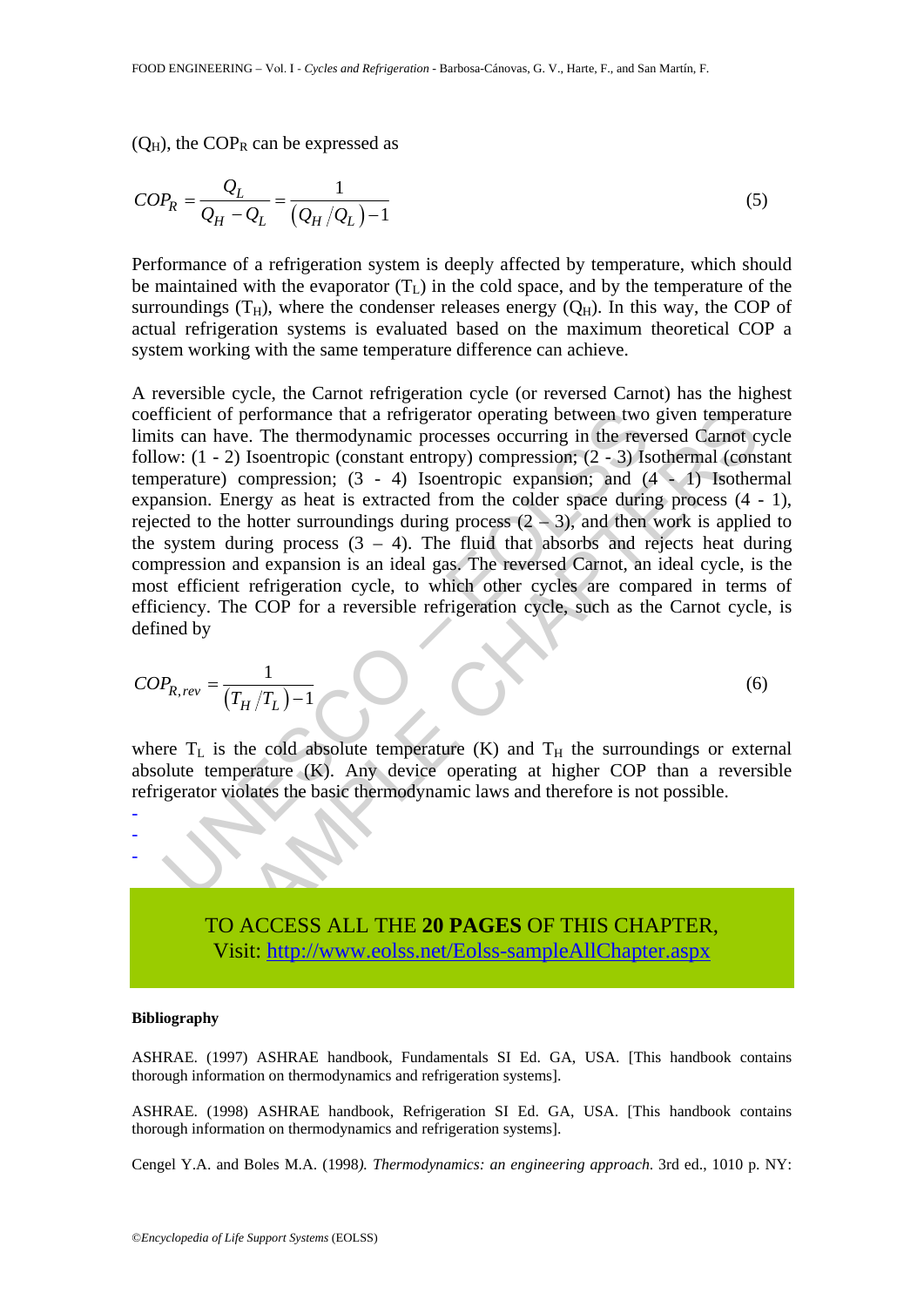($Q_H$), the $COP_R$ can be expressed as

$$COP_R = \frac{Q_L}{Q_H - Q_L} = \frac{1}{\left(Q_H / Q_L\right) - 1} \tag{5}$$

Performance of a refrigeration system is deeply affected by temperature, which should be maintained with the evaporator ($T_L$) in the cold space, and by the temperature of the surroundings ($T_H$), where the condenser releases energy ($Q_H$). In this way, the COP of actual refrigeration systems is evaluated based on the maximum theoretical COP a system working with the same temperature difference can achieve.

A reversible cycle, the Carnot refrigeration cycle (or reversed Carnot) has the highest coefficient of performance that a refrigerator operating between two given temperature limits can have. The thermodynamic processes occurring in the reversed Carnot cycle follow: (1 - 2) Isoentropic (constant entropy) compression; (2 - 3) Isothermal (constant temperature) compression; (3 - 4) Isoentropic expansion; and (4 - 1) Isothermal expansion. Energy as heat is extracted from the colder space during process (4 - 1), rejected to the hotter surroundings during process (2 – 3), and then work is applied to the system during process (3 – 4). The fluid that absorbs and rejects heat during compression and expansion is an ideal gas. The reversed Carnot, an ideal cycle, is the most efficient refrigeration cycle, to which other cycles are compared in terms of efficiency. The COP for a reversible refrigeration cycle, such as the Carnot cycle, is defined by

$$COP_{R,rev} = \frac{1}{\left(T_H / T_L\right) - 1} \tag{6}$$

where $T_L$ is the cold absolute temperature (K) and $T_H$ the surroundings or external absolute temperature (K). Any device operating at higher COP than a reversible refrigerator violates the basic thermodynamic laws and therefore is not possible.

-
-
-

TO ACCESS ALL THE **20 PAGES** OF THIS CHAPTER,
Visit: http://www.eolss.net/Eolss-sampleAllChapter.aspx

**Bibliography**

ASHRAE. (1997) ASHRAE handbook, Fundamentals SI Ed. GA, USA. [This handbook contains thorough information on thermodynamics and refrigeration systems].

ASHRAE. (1998) ASHRAE handbook, Refrigeration SI Ed. GA, USA. [This handbook contains thorough information on thermodynamics and refrigeration systems].

Cengel Y.A. and Boles M.A. (1998). *Thermodynamics: an engineering approach.* 3rd ed., 1010 p. NY: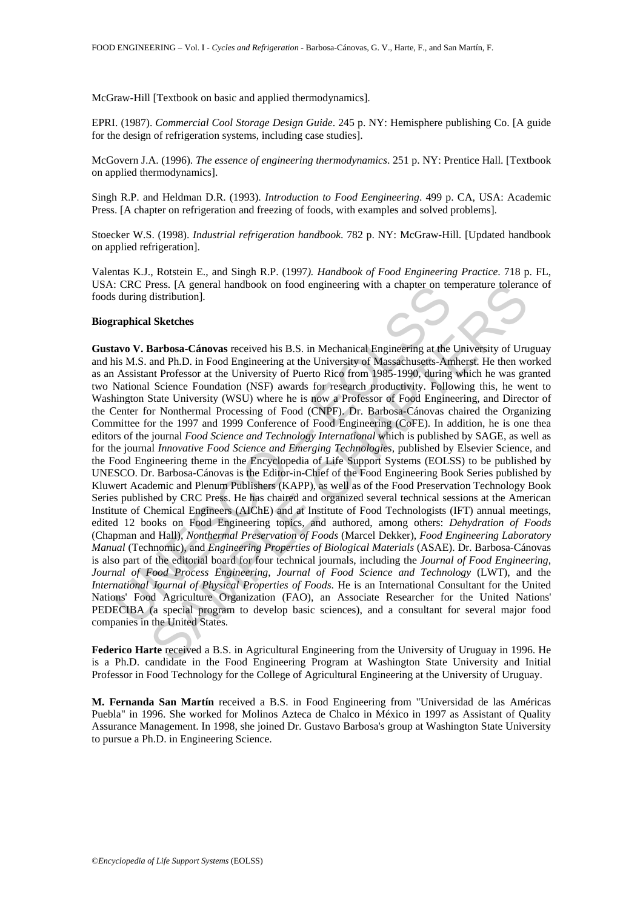McGraw-Hill [Textbook on basic and applied thermodynamics].

EPRI. (1987). *Commercial Cool Storage Design Guide*. 245 p. NY: Hemisphere publishing Co. [A guide for the design of refrigeration systems, including case studies].

McGovern J.A. (1996). *The essence of engineering thermodynamics*. 251 p. NY: Prentice Hall. [Textbook on applied thermodynamics].

Singh R.P. and Heldman D.R. (1993). *Introduction to Food Eengineering*. 499 p. CA, USA: Academic Press. [A chapter on refrigeration and freezing of foods, with examples and solved problems].

Stoecker W.S. (1998). *Industrial refrigeration handbook.* 782 p. NY: McGraw-Hill. [Updated handbook on applied refrigeration].

Valentas K.J., Rotstein E., and Singh R.P. (1997*). Handbook of Food Engineering Practice*. 718 p. FL, USA: CRC Press. [A general handbook on food engineering with a chapter on temperature tolerance of foods during distribution].

**Biographical Sketches**

**Gustavo V. Barbosa-Cánovas** received his B.S. in Mechanical Engineering at the University of Uruguay and his M.S. and Ph.D. in Food Engineering at the University of Massachusetts-Amherst. He then worked as an Assistant Professor at the University of Puerto Rico from 1985-1990, during which he was granted two National Science Foundation (NSF) awards for research productivity. Following this, he went to Washington State University (WSU) where he is now a Professor of Food Engineering, and Director of the Center for Nonthermal Processing of Food (CNPF). Dr. Barbosa-Cánovas chaired the Organizing Committee for the 1997 and 1999 Conference of Food Engineering (CoFE). In addition, he is one thea editors of the journal *Food Science and Technology International* which is published by SAGE, as well as for the journal *Innovative Food Science and Emerging Technologies*, published by Elsevier Science, and the Food Engineering theme in the Encyclopedia of Life Support Systems (EOLSS) to be published by UNESCO. Dr. Barbosa-Cánovas is the Editor-in-Chief of the Food Engineering Book Series published by Kluwert Academic and Plenum Publishers (KAPP), as well as of the Food Preservation Technology Book Series published by CRC Press. He has chaired and organized several technical sessions at the American Institute of Chemical Engineers (AIChE) and at Institute of Food Technologists (IFT) annual meetings, edited 12 books on Food Engineering topics, and authored, among others: *Dehydration of Foods* (Chapman and Hall), *Nonthermal Preservation of Foods* (Marcel Dekker), *Food Engineering Laboratory Manual* (Technomic), and *Engineering Properties of Biological Materials* (ASAE). Dr. Barbosa-Cánovas is also part of the editorial board for four technical journals, including the *Journal of Food Engineering*, *Journal of Food Process Engineering*, *Journal of Food Science and Technology* (LWT), and the *International Journal of Physical Properties of Foods*. He is an International Consultant for the United Nations' Food Agriculture Organization (FAO), an Associate Researcher for the United Nations' PEDECIBA (a special program to develop basic sciences), and a consultant for several major food companies in the United States.

**Federico Harte** received a B.S. in Agricultural Engineering from the University of Uruguay in 1996. He is a Ph.D. candidate in the Food Engineering Program at Washington State University and Initial Professor in Food Technology for the College of Agricultural Engineering at the University of Uruguay.

**M. Fernanda San Martín** received a B.S. in Food Engineering from "Universidad de las Américas Puebla" in 1996. She worked for Molinos Azteca de Chalco in México in 1997 as Assistant of Quality Assurance Management. In 1998, she joined Dr. Gustavo Barbosa's group at Washington State University to pursue a Ph.D. in Engineering Science.